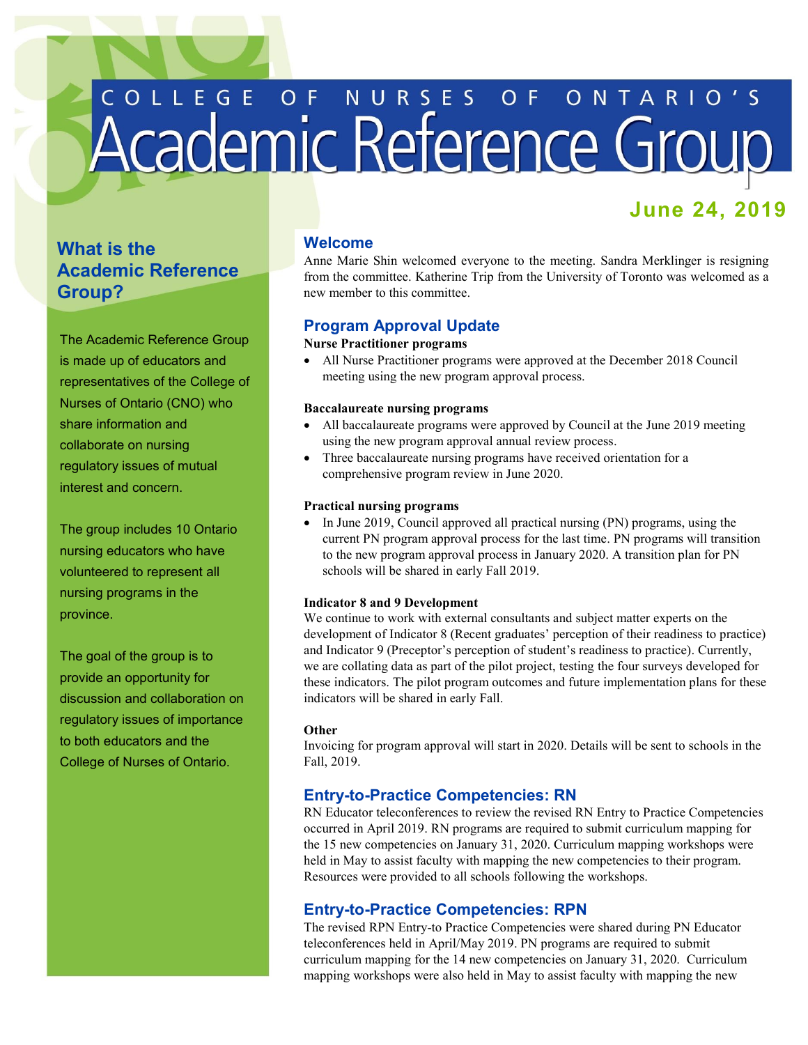# COLLEGE OF NURSES OF ONTARIO'S Academic Reference Group

**June 24, 2019**

## What is the Academic Reference Group?

The Academic Reference Group is made up of educators and representatives of the College of Nurses of Ontario (CNO) who share information and collaborate on nursing regulatory issues of mutual interest and concern.

The group includes 10 Ontario nursing educators who have volunteered to represent all nursing programs in the province.

The goal of the group is to provide an opportunity for discussion and collaboration on regulatory issues of importance to both educators and the College of Nurses of Ontario.

## Welcome

Anne Marie Shin welcomed everyone to the meeting. Sandra Merklinger is resigning from the committee. Katherine Trip from the University of Toronto was welcomed as a new member to this committee.

## Program Approval Update

**Nurse Practitioner programs**

- All Nurse Practitioner programs were approved at the December 2018 Council meeting using the new program approval process.

**Baccalaureate nursing programs**

- All baccalaureate programs were approved by Council at the June 2019 meeting using the new program approval annual review process.
- Three baccalaureate nursing programs have received orientation for a comprehensive program review in June 2020.

**Practical nursing programs**

- In June 2019, Council approved all practical nursing (PN) programs, using the current PN program approval process for the last time. PN programs will transition to the new program approval process in January 2020. A transition plan for PN schools will be shared in early Fall 2019.

**Indicator 8 and 9 Development**

We continue to work with external consultants and subject matter experts on the development of Indicator 8 (Recent graduates' perception of their readiness to practice) and Indicator 9 (Preceptor's perception of student's readiness to practice). Currently, we are collating data as part of the pilot project, testing the four surveys developed for these indicators. The pilot program outcomes and future implementation plans for these indicators will be shared in early Fall.

**Other**

Invoicing for program approval will start in 2020. Details will be sent to schools in the Fall, 2019.

## Entry-to-Practice Competencies: RN

RN Educator teleconferences to review the revised RN Entry to Practice Competencies occurred in April 2019. RN programs are required to submit curriculum mapping for the 15 new competencies on January 31, 2020. Curriculum mapping workshops were held in May to assist faculty with mapping the new competencies to their program. Resources were provided to all schools following the workshops.

## Entry-to-Practice Competencies: RPN

The revised RPN Entry-to Practice Competencies were shared during PN Educator teleconferences held in April/May 2019. PN programs are required to submit curriculum mapping for the 14 new competencies on January 31, 2020. Curriculum mapping workshops were also held in May to assist faculty with mapping the new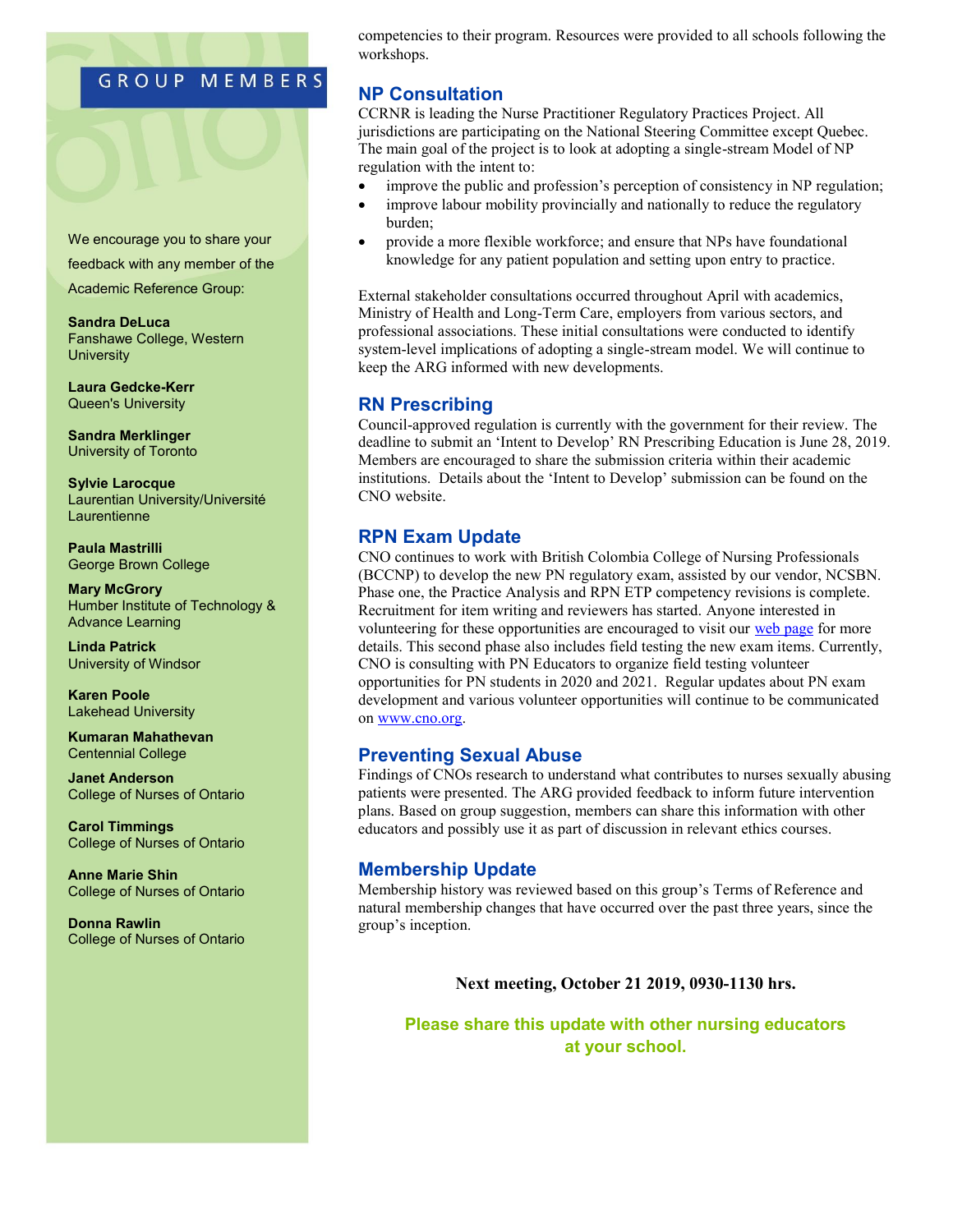competencies to their program. Resources were provided to all schools following the workshops.

## NP Consultation

CCRNR is leading the Nurse Practitioner Regulatory Practices Project. All jurisdictions are participating on the National Steering Committee except Quebec. The main goal of the project is to look at adopting a single-stream Model of NP regulation with the intent to:

- improve the public and profession's perception of consistency in NP regulation;
- improve labour mobility provincially and nationally to reduce the regulatory burden;
- provide a more flexible workforce; and ensure that NPs have foundational knowledge for any patient population and setting upon entry to practice.

External stakeholder consultations occurred throughout April with academics, Ministry of Health and Long-Term Care, employers from various sectors, and professional associations. These initial consultations were conducted to identify system-level implications of adopting a single-stream model. We will continue to keep the ARG informed with new developments.

## RN Prescribing

Council-approved regulation is currently with the government for their review. The deadline to submit an 'Intent to Develop' RN Prescribing Education is June 28, 2019. Members are encouraged to share the submission criteria within their academic institutions. Details about the 'Intent to Develop' submission can be found on the CNO website.

## RPN Exam Update

CNO continues to work with British Colombia College of Nursing Professionals (BCCNP) to develop the new PN regulatory exam, assisted by our vendor, NCSBN. Phase one, the Practice Analysis and RPN ETP competency revisions is complete. Recruitment for item writing and reviewers has started. Anyone interested in volunteering for these opportunities are encouraged to visit our web page for more details. This second phase also includes field testing the new exam items. Currently, CNO is consulting with PN Educators to organize field testing volunteer opportunities for PN students in 2020 and 2021. Regular updates about PN exam development and various volunteer opportunities will continue to be communicated on www.cno.org.

## Preventing Sexual Abuse

Findings of CNOs research to understand what contributes to nurses sexually abusing patients were presented. The ARG provided feedback to inform future intervention plans. Based on group suggestion, members can share this information with other educators and possibly use it as part of discussion in relevant ethics courses.

## Membership Update

Membership history was reviewed based on this group's Terms of Reference and natural membership changes that have occurred over the past three years, since the group's inception.

**Next meeting, October 21 2019, 0930-1130 hrs.**

**Please share this update with other nursing educators at your school.**

## GROUP MEMBERS

We encourage you to share your feedback with any member of the Academic Reference Group:

**Sandra DeLuca**
Fanshawe College, Western University

**Laura Gedcke-Kerr**
Queen's University

**Sandra Merklinger**
University of Toronto

**Sylvie Larocque**
Laurentian University/Université Laurentienne

**Paula Mastrilli**
George Brown College

**Mary McGrory**
Humber Institute of Technology & Advance Learning

**Linda Patrick**
University of Windsor

**Karen Poole**
Lakehead University

**Kumaran Mahathevan**
Centennial College

**Janet Anderson**
College of Nurses of Ontario

**Carol Timmings**
College of Nurses of Ontario

**Anne Marie Shin**
College of Nurses of Ontario

**Donna Rawlin**
College of Nurses of Ontario